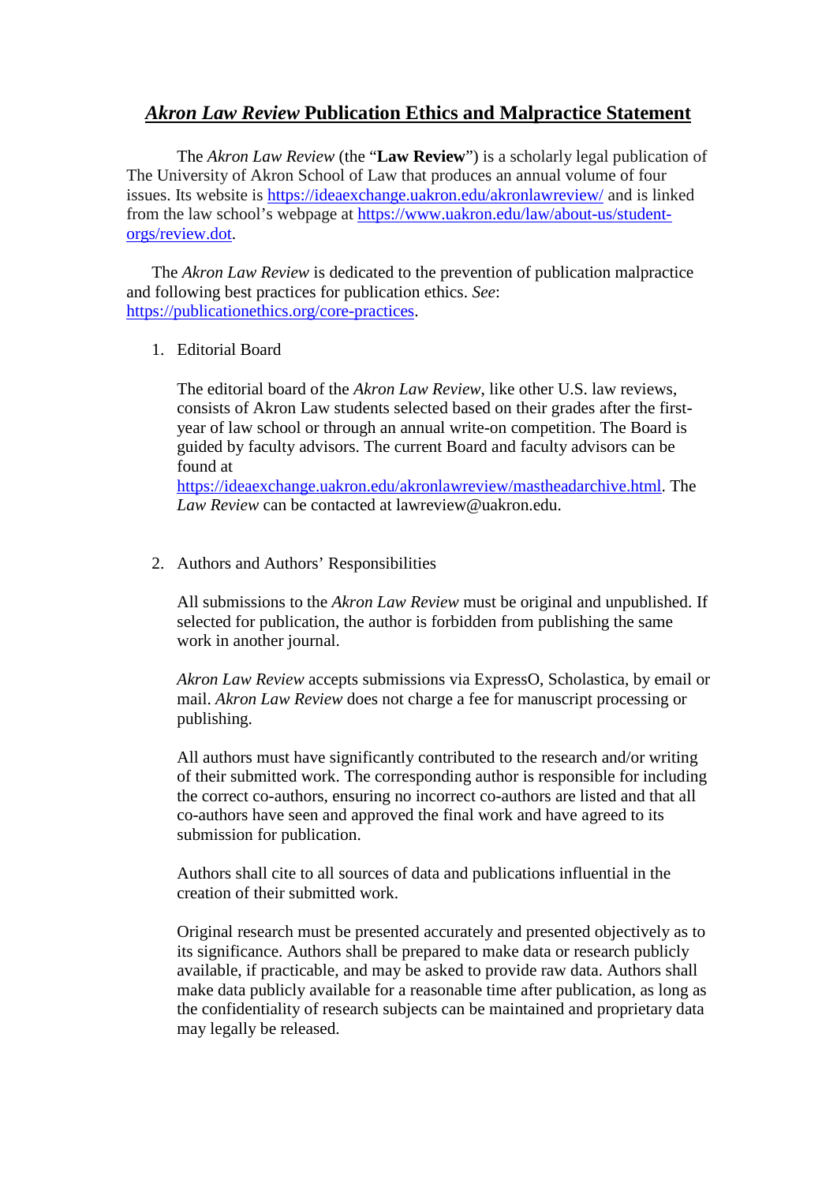# ***Akron Law Review*** **Publication Ethics and Malpractice Statement**

The *Akron Law Review* (the "**Law Review**") is a scholarly legal publication of The University of Akron School of Law that produces an annual volume of four issues. Its website is https://ideaexchange.uakron.edu/akronlawreview/ and is linked from the law school's webpage at https://www.uakron.edu/law/about-us/student-orgs/review.dot.

The *Akron Law Review* is dedicated to the prevention of publication malpractice and following best practices for publication ethics. *See*: https://publicationethics.org/core-practices.

1. Editorial Board

   The editorial board of the *Akron Law Review*, like other U.S. law reviews, consists of Akron Law students selected based on their grades after the first-year of law school or through an annual write-on competition. The Board is guided by faculty advisors. The current Board and faculty advisors can be found at https://ideaexchange.uakron.edu/akronlawreview/mastheadarchive.html. The *Law Review* can be contacted at lawreview@uakron.edu.

2. Authors and Authors' Responsibilities

   All submissions to the *Akron Law Review* must be original and unpublished. If selected for publication, the author is forbidden from publishing the same work in another journal.

   *Akron Law Review* accepts submissions via ExpressO, Scholastica, by email or mail. *Akron Law Review* does not charge a fee for manuscript processing or publishing.

   All authors must have significantly contributed to the research and/or writing of their submitted work. The corresponding author is responsible for including the correct co-authors, ensuring no incorrect co-authors are listed and that all co-authors have seen and approved the final work and have agreed to its submission for publication.

   Authors shall cite to all sources of data and publications influential in the creation of their submitted work.

   Original research must be presented accurately and presented objectively as to its significance. Authors shall be prepared to make data or research publicly available, if practicable, and may be asked to provide raw data. Authors shall make data publicly available for a reasonable time after publication, as long as the confidentiality of research subjects can be maintained and proprietary data may legally be released.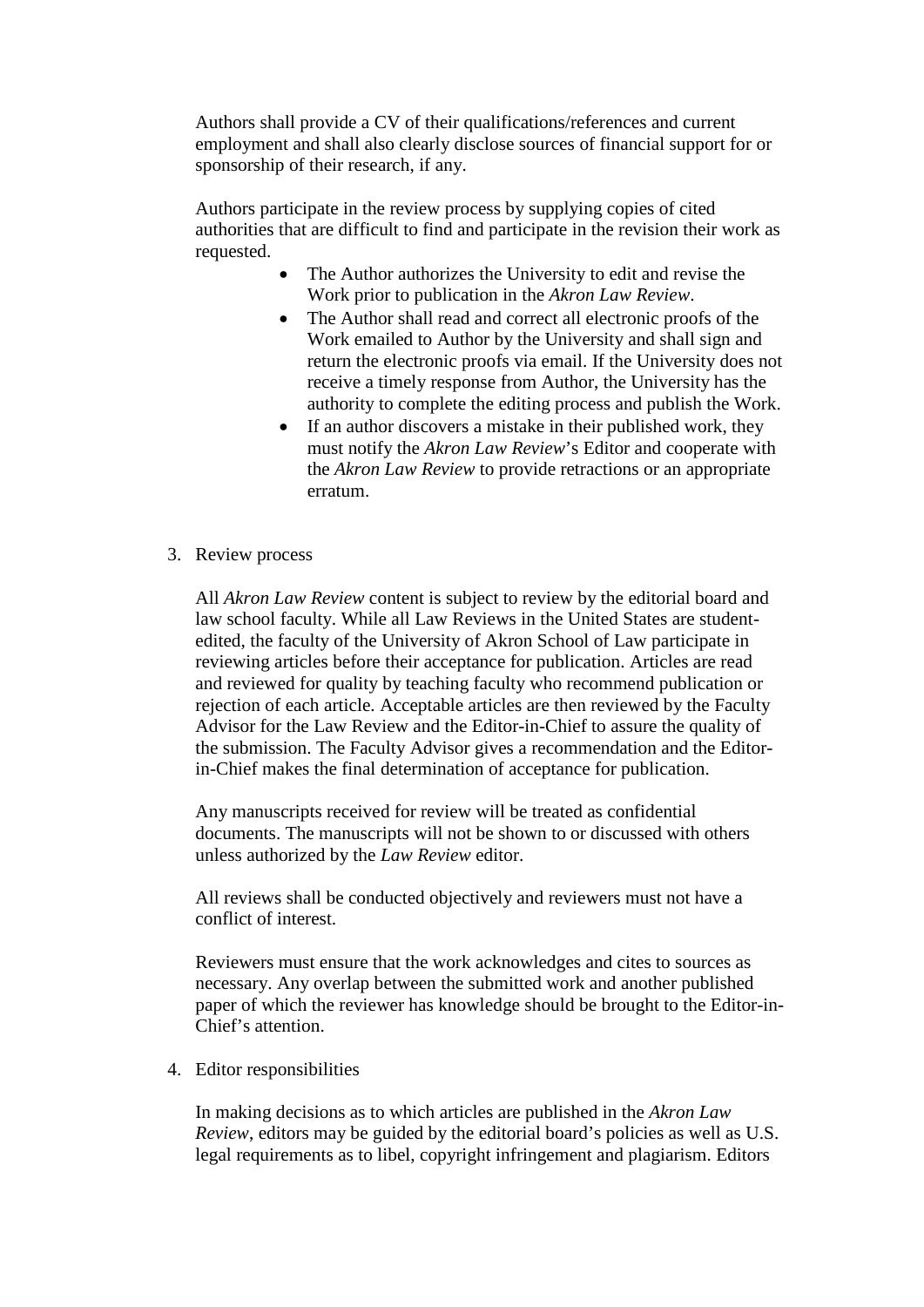Authors shall provide a CV of their qualifications/references and current employment and shall also clearly disclose sources of financial support for or sponsorship of their research, if any.

Authors participate in the review process by supplying copies of cited authorities that are difficult to find and participate in the revision their work as requested.

- The Author authorizes the University to edit and revise the Work prior to publication in the *Akron Law Review*.
- The Author shall read and correct all electronic proofs of the Work emailed to Author by the University and shall sign and return the electronic proofs via email. If the University does not receive a timely response from Author, the University has the authority to complete the editing process and publish the Work.
- If an author discovers a mistake in their published work, they must notify the *Akron Law Review*'s Editor and cooperate with the *Akron Law Review* to provide retractions or an appropriate erratum.

3. Review process

All *Akron Law Review* content is subject to review by the editorial board and law school faculty. While all Law Reviews in the United States are student-edited, the faculty of the University of Akron School of Law participate in reviewing articles before their acceptance for publication. Articles are read and reviewed for quality by teaching faculty who recommend publication or rejection of each article. Acceptable articles are then reviewed by the Faculty Advisor for the Law Review and the Editor-in-Chief to assure the quality of the submission. The Faculty Advisor gives a recommendation and the Editor-in-Chief makes the final determination of acceptance for publication.

Any manuscripts received for review will be treated as confidential documents. The manuscripts will not be shown to or discussed with others unless authorized by the *Law Review* editor.

All reviews shall be conducted objectively and reviewers must not have a conflict of interest.

Reviewers must ensure that the work acknowledges and cites to sources as necessary. Any overlap between the submitted work and another published paper of which the reviewer has knowledge should be brought to the Editor-in-Chief's attention.

4. Editor responsibilities

In making decisions as to which articles are published in the *Akron Law Review*, editors may be guided by the editorial board's policies as well as U.S. legal requirements as to libel, copyright infringement and plagiarism. Editors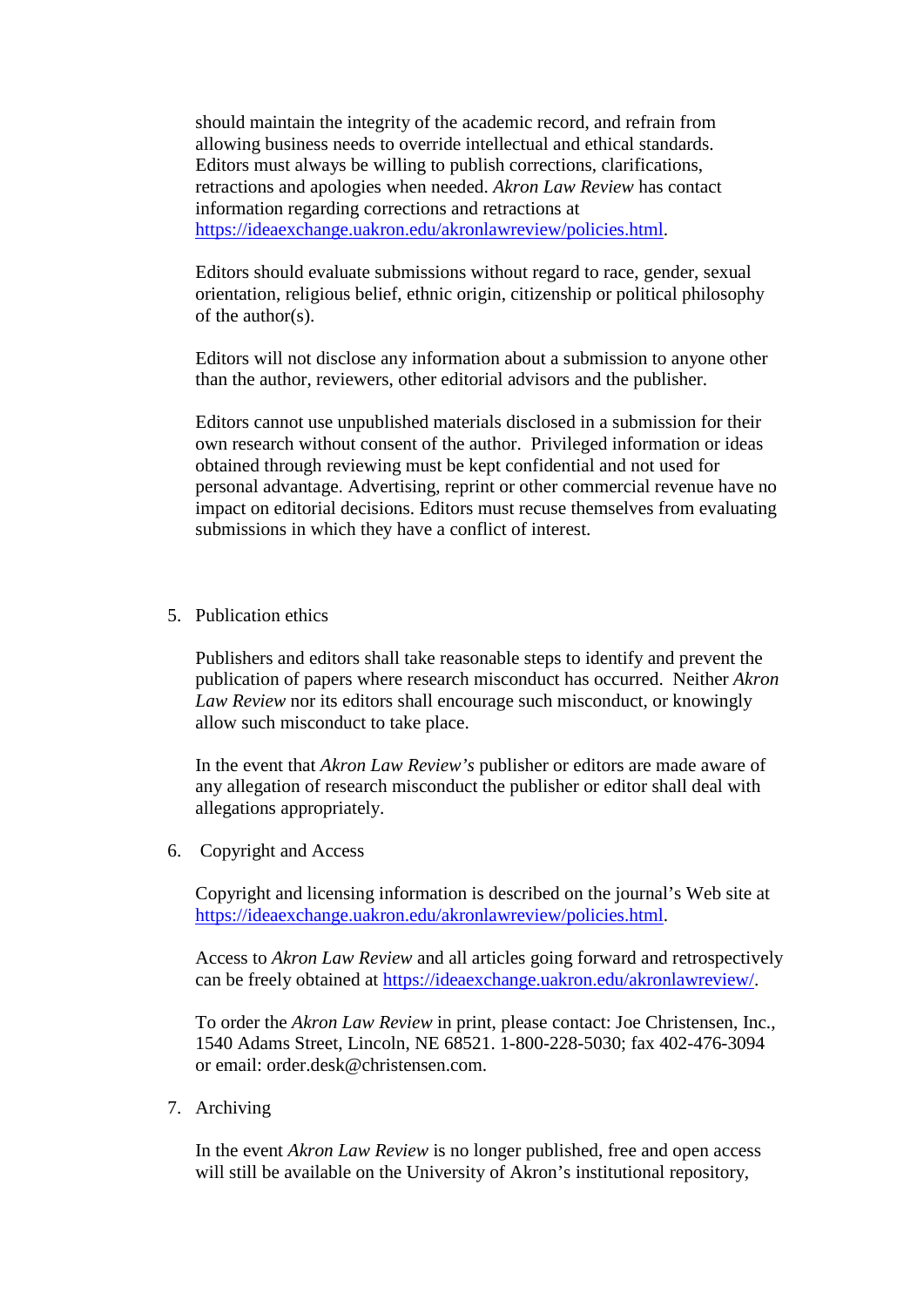should maintain the integrity of the academic record, and refrain from allowing business needs to override intellectual and ethical standards. Editors must always be willing to publish corrections, clarifications, retractions and apologies when needed. *Akron Law Review* has contact information regarding corrections and retractions at https://ideaexchange.uakron.edu/akronlawreview/policies.html.

Editors should evaluate submissions without regard to race, gender, sexual orientation, religious belief, ethnic origin, citizenship or political philosophy of the author(s).

Editors will not disclose any information about a submission to anyone other than the author, reviewers, other editorial advisors and the publisher.

Editors cannot use unpublished materials disclosed in a submission for their own research without consent of the author. Privileged information or ideas obtained through reviewing must be kept confidential and not used for personal advantage. Advertising, reprint or other commercial revenue have no impact on editorial decisions. Editors must recuse themselves from evaluating submissions in which they have a conflict of interest.

5. Publication ethics

   Publishers and editors shall take reasonable steps to identify and prevent the publication of papers where research misconduct has occurred. Neither *Akron Law Review* nor its editors shall encourage such misconduct, or knowingly allow such misconduct to take place.

   In the event that *Akron Law Review's* publisher or editors are made aware of any allegation of research misconduct the publisher or editor shall deal with allegations appropriately.

6. Copyright and Access

   Copyright and licensing information is described on the journal's Web site at https://ideaexchange.uakron.edu/akronlawreview/policies.html.

   Access to *Akron Law Review* and all articles going forward and retrospectively can be freely obtained at https://ideaexchange.uakron.edu/akronlawreview/.

   To order the *Akron Law Review* in print, please contact: Joe Christensen, Inc., 1540 Adams Street, Lincoln, NE 68521. 1-800-228-5030; fax 402-476-3094 or email: order.desk@christensen.com.

7. Archiving

   In the event *Akron Law Review* is no longer published, free and open access will still be available on the University of Akron's institutional repository,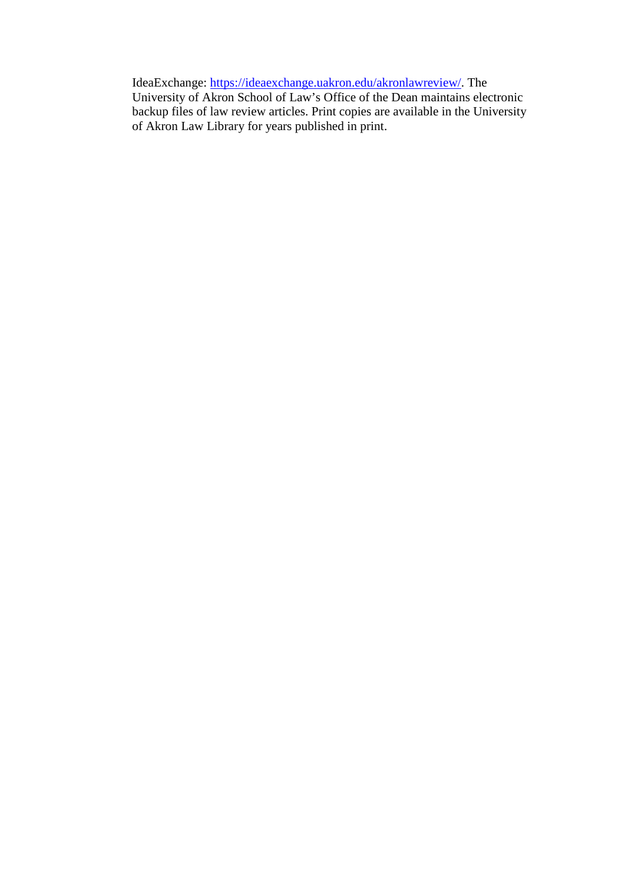IdeaExchange: [https://ideaexchange.uakron.edu/akronlawreview/](https://ideaexchange.uakron.edu/akronlawreview/). The University of Akron School of Law's Office of the Dean maintains electronic backup files of law review articles. Print copies are available in the University of Akron Law Library for years published in print.